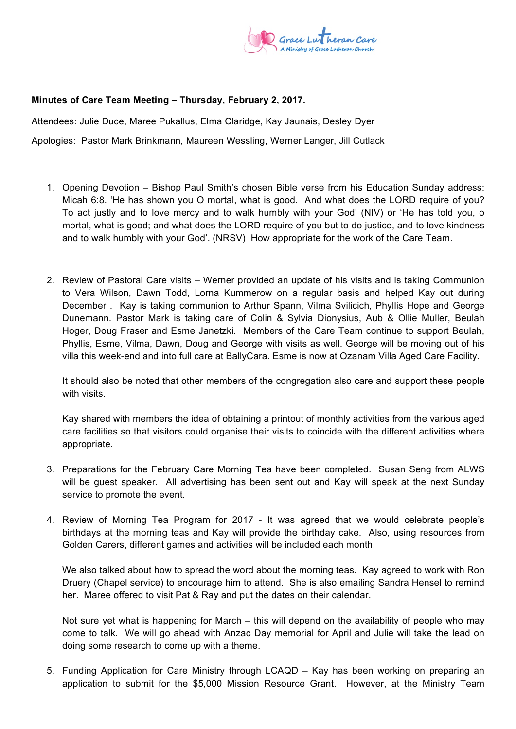Grace Lutheran Care
A Ministry of Grace Lutheran Church

**Minutes of Care Team Meeting – Thursday, February 2, 2017.**

Attendees: Julie Duce, Maree Pukallus, Elma Claridge, Kay Jaunais, Desley Dyer

Apologies: Pastor Mark Brinkmann, Maureen Wessling, Werner Langer, Jill Cutlack

1. Opening Devotion – Bishop Paul Smith's chosen Bible verse from his Education Sunday address: Micah 6:8. 'He has shown you O mortal, what is good. And what does the LORD require of you? To act justly and to love mercy and to walk humbly with your God' (NIV) or 'He has told you, o mortal, what is good; and what does the LORD require of you but to do justice, and to love kindness and to walk humbly with your God'. (NRSV) How appropriate for the work of the Care Team.

2. Review of Pastoral Care visits – Werner provided an update of his visits and is taking Communion to Vera Wilson, Dawn Todd, Lorna Kummerow on a regular basis and helped Kay out during December . Kay is taking communion to Arthur Spann, Vilma Svilicich, Phyllis Hope and George Dunemann. Pastor Mark is taking care of Colin & Sylvia Dionysius, Aub & Ollie Muller, Beulah Hoger, Doug Fraser and Esme Janetzki. Members of the Care Team continue to support Beulah, Phyllis, Esme, Vilma, Dawn, Doug and George with visits as well. George will be moving out of his villa this week-end and into full care at BallyCara. Esme is now at Ozanam Villa Aged Care Facility.

   It should also be noted that other members of the congregation also care and support these people with visits.

   Kay shared with members the idea of obtaining a printout of monthly activities from the various aged care facilities so that visitors could organise their visits to coincide with the different activities where appropriate.

3. Preparations for the February Care Morning Tea have been completed. Susan Seng from ALWS will be guest speaker. All advertising has been sent out and Kay will speak at the next Sunday service to promote the event.

4. Review of Morning Tea Program for 2017 - It was agreed that we would celebrate people's birthdays at the morning teas and Kay will provide the birthday cake. Also, using resources from Golden Carers, different games and activities will be included each month.

   We also talked about how to spread the word about the morning teas. Kay agreed to work with Ron Druery (Chapel service) to encourage him to attend. She is also emailing Sandra Hensel to remind her. Maree offered to visit Pat & Ray and put the dates on their calendar.

   Not sure yet what is happening for March – this will depend on the availability of people who may come to talk. We will go ahead with Anzac Day memorial for April and Julie will take the lead on doing some research to come up with a theme.

5. Funding Application for Care Ministry through LCAQD – Kay has been working on preparing an application to submit for the $5,000 Mission Resource Grant. However, at the Ministry Team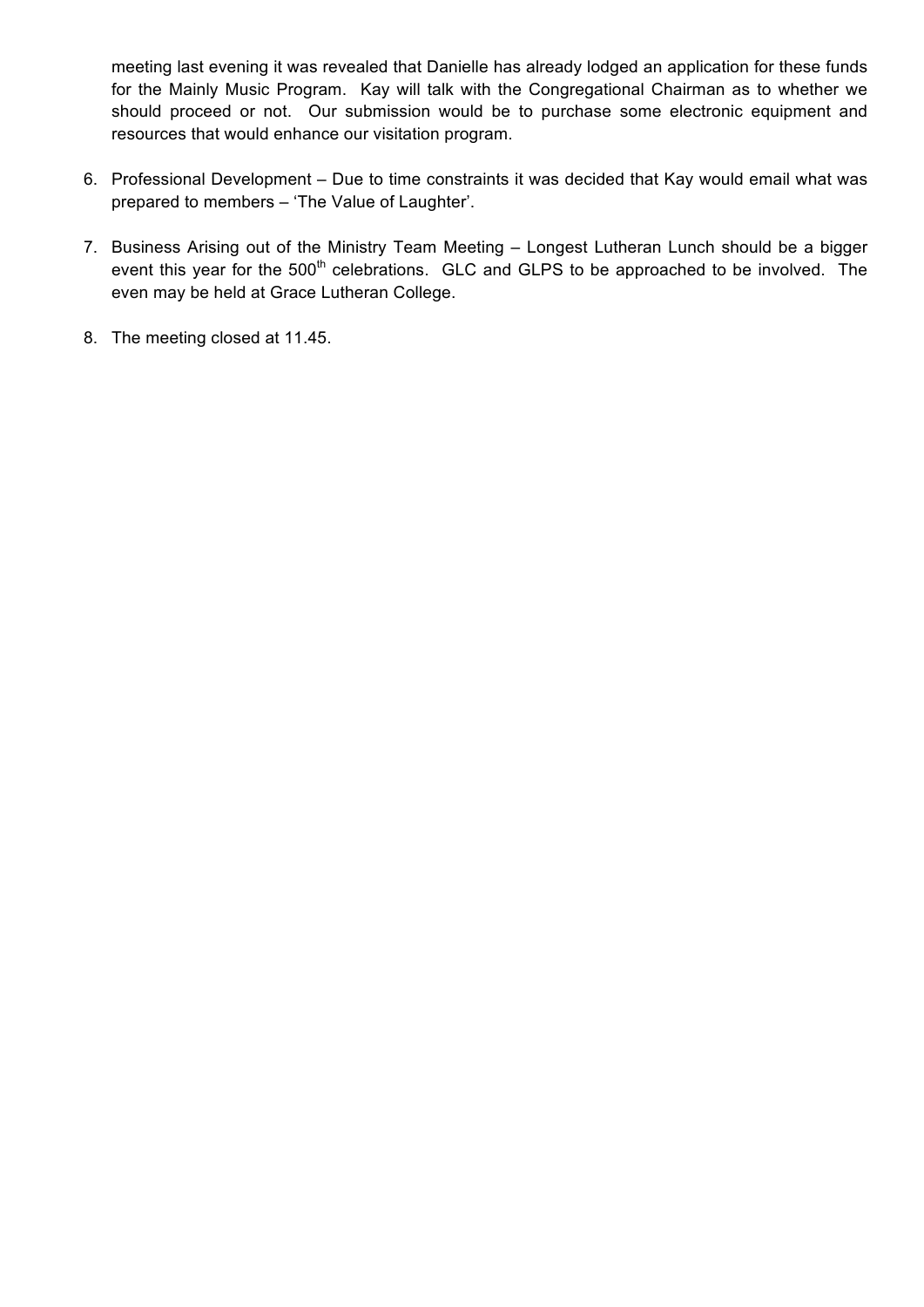meeting last evening it was revealed that Danielle has already lodged an application for these funds for the Mainly Music Program. Kay will talk with the Congregational Chairman as to whether we should proceed or not. Our submission would be to purchase some electronic equipment and resources that would enhance our visitation program.

6. Professional Development – Due to time constraints it was decided that Kay would email what was prepared to members – 'The Value of Laughter'.

7. Business Arising out of the Ministry Team Meeting – Longest Lutheran Lunch should be a bigger event this year for the 500th celebrations. GLC and GLPS to be approached to be involved. The even may be held at Grace Lutheran College.

8. The meeting closed at 11.45.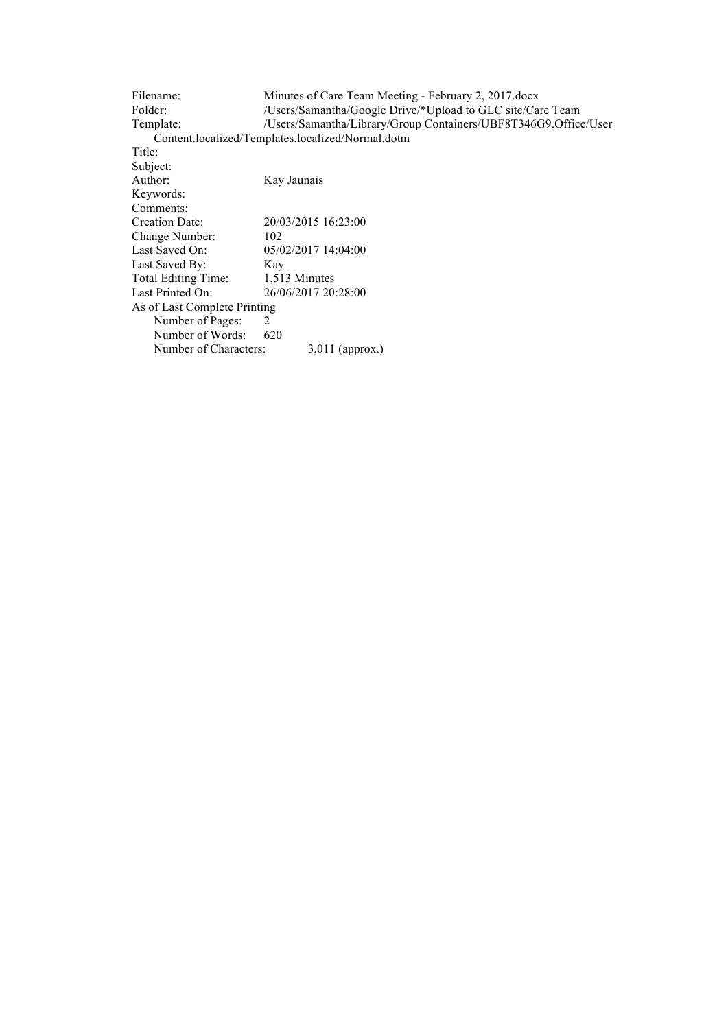Filename: Minutes of Care Team Meeting - February 2, 2017.docx
Folder: /Users/Samantha/Google Drive/*Upload to GLC site/Care Team
Template: /Users/Samantha/Library/Group Containers/UBF8T346G9.Office/User Content.localized/Templates.localized/Normal.dotm
Title:
Subject:
Author: Kay Jaunais
Keywords:
Comments:
Creation Date: 20/03/2015 16:23:00
Change Number: 102
Last Saved On: 05/02/2017 14:04:00
Last Saved By: Kay
Total Editing Time: 1,513 Minutes
Last Printed On: 26/06/2017 20:28:00
As of Last Complete Printing
Number of Pages: 2
Number of Words: 620
Number of Characters: 3,011 (approx.)